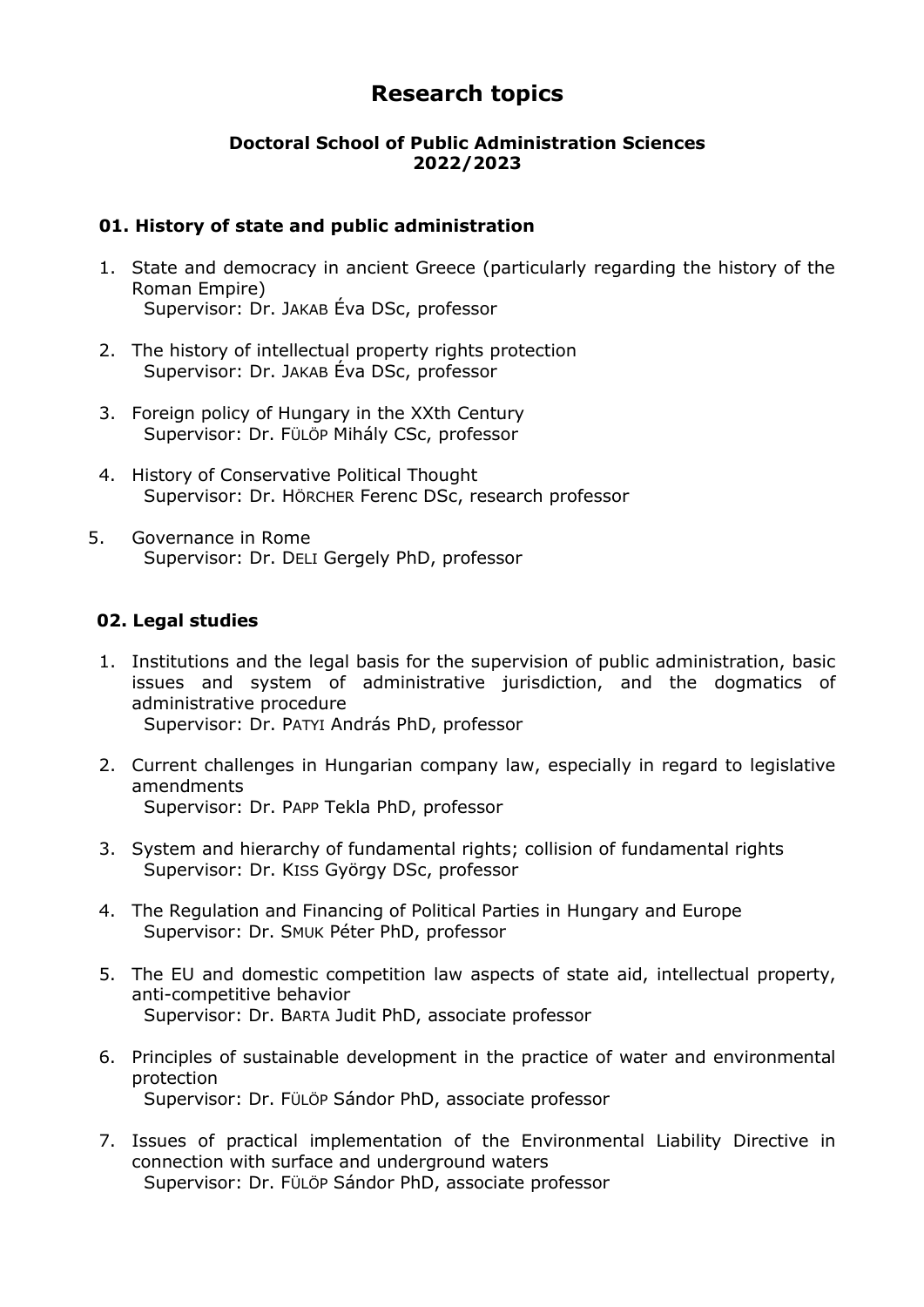# Research topics

**Doctoral School of Public Administration Sciences**
**2022/2023**

### 01. History of state and public administration

1. State and democracy in ancient Greece (particularly regarding the history of the Roman Empire)
   Supervisor: Dr. JAKAB Éva DSc, professor

2. The history of intellectual property rights protection
   Supervisor: Dr. JAKAB Éva DSc, professor

3. Foreign policy of Hungary in the XXth Century
   Supervisor: Dr. FÜLÖP Mihály CSc, professor

4. History of Conservative Political Thought
   Supervisor: Dr. HÖRCHER Ferenc DSc, research professor

5. Governance in Rome
   Supervisor: Dr. DELI Gergely PhD, professor

### 02. Legal studies

1. Institutions and the legal basis for the supervision of public administration, basic issues and system of administrative jurisdiction, and the dogmatics of administrative procedure
   Supervisor: Dr. PATYI András PhD, professor

2. Current challenges in Hungarian company law, especially in regard to legislative amendments
   Supervisor: Dr. PAPP Tekla PhD, professor

3. System and hierarchy of fundamental rights; collision of fundamental rights
   Supervisor: Dr. KISS György DSc, professor

4. The Regulation and Financing of Political Parties in Hungary and Europe
   Supervisor: Dr. SMUK Péter PhD, professor

5. The EU and domestic competition law aspects of state aid, intellectual property, anti-competitive behavior
   Supervisor: Dr. BARTA Judit PhD, associate professor

6. Principles of sustainable development in the practice of water and environmental protection
   Supervisor: Dr. FÜLÖP Sándor PhD, associate professor

7. Issues of practical implementation of the Environmental Liability Directive in connection with surface and underground waters
   Supervisor: Dr. FÜLÖP Sándor PhD, associate professor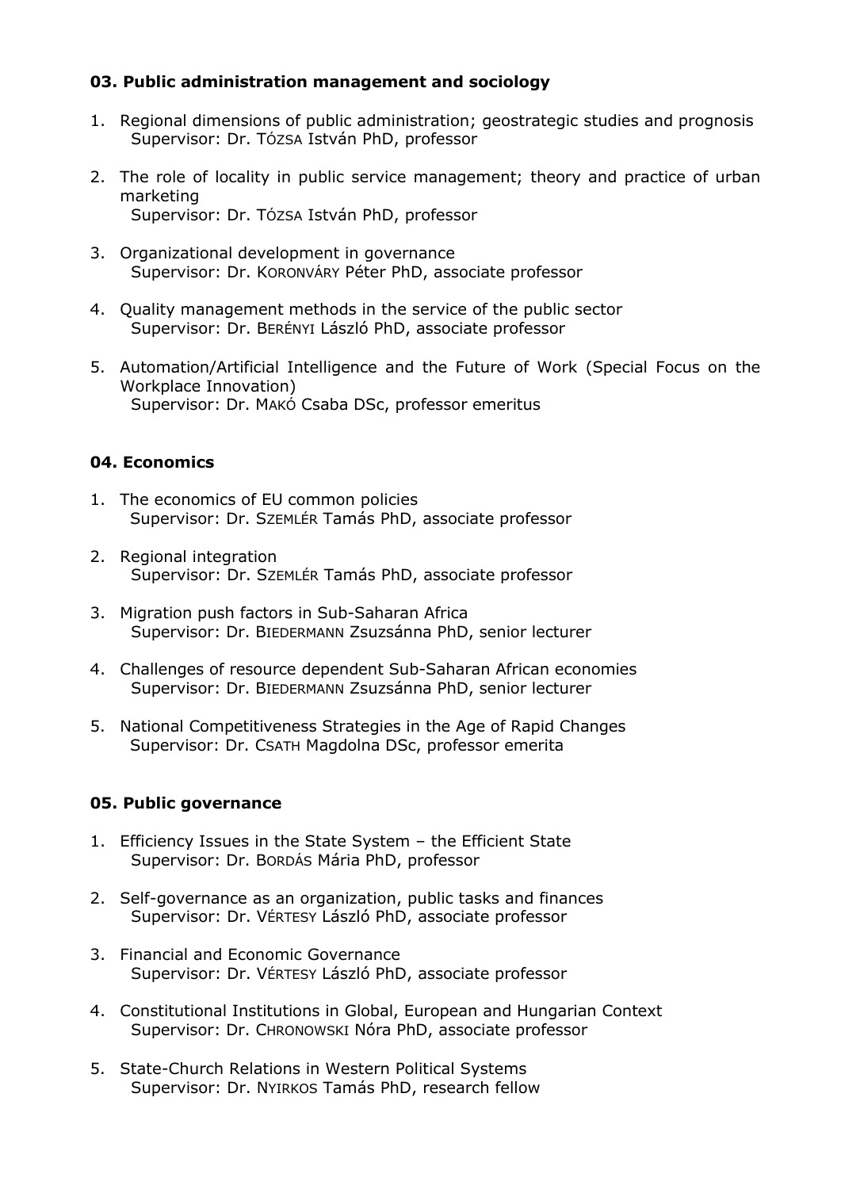**03. Public administration management and sociology**

1. Regional dimensions of public administration; geostrategic studies and prognosis
   Supervisor: Dr. TÓZSA István PhD, professor

2. The role of locality in public service management; theory and practice of urban marketing
   Supervisor: Dr. TÓZSA István PhD, professor

3. Organizational development in governance
   Supervisor: Dr. KORONVÁRY Péter PhD, associate professor

4. Quality management methods in the service of the public sector
   Supervisor: Dr. BERÉNYI László PhD, associate professor

5. Automation/Artificial Intelligence and the Future of Work (Special Focus on the Workplace Innovation)
   Supervisor: Dr. MAKÓ Csaba DSc, professor emeritus

**04. Economics**

1. The economics of EU common policies
   Supervisor: Dr. SZEMLÉR Tamás PhD, associate professor

2. Regional integration
   Supervisor: Dr. SZEMLÉR Tamás PhD, associate professor

3. Migration push factors in Sub-Saharan Africa
   Supervisor: Dr. BIEDERMANN Zsuzsánna PhD, senior lecturer

4. Challenges of resource dependent Sub-Saharan African economies
   Supervisor: Dr. BIEDERMANN Zsuzsánna PhD, senior lecturer

5. National Competitiveness Strategies in the Age of Rapid Changes
   Supervisor: Dr. CSATH Magdolna DSc, professor emerita

**05. Public governance**

1. Efficiency Issues in the State System – the Efficient State
   Supervisor: Dr. BORDÁS Mária PhD, professor

2. Self-governance as an organization, public tasks and finances
   Supervisor: Dr. VÉRTESY László PhD, associate professor

3. Financial and Economic Governance
   Supervisor: Dr. VÉRTESY László PhD, associate professor

4. Constitutional Institutions in Global, European and Hungarian Context
   Supervisor: Dr. CHRONOWSKI Nóra PhD, associate professor

5. State-Church Relations in Western Political Systems
   Supervisor: Dr. NYIRKOS Tamás PhD, research fellow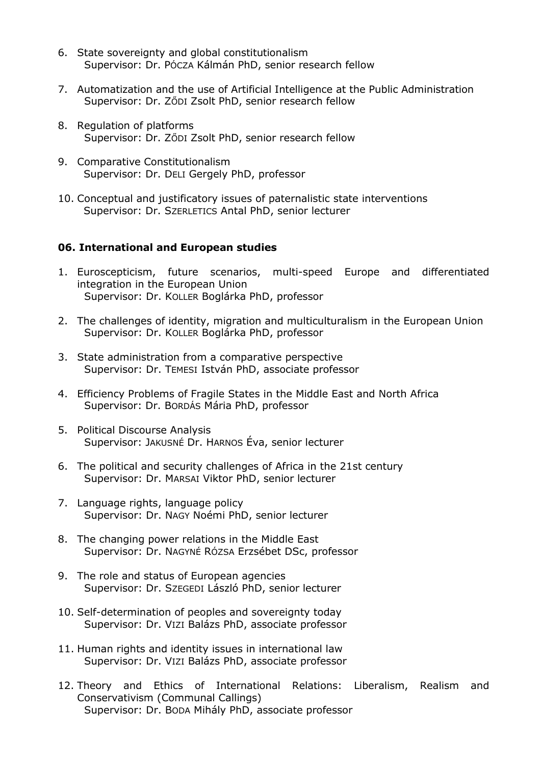6. State sovereignty and global constitutionalism
   Supervisor: Dr. PÓCZA Kálmán PhD, senior research fellow

7. Automatization and the use of Artificial Intelligence at the Public Administration
   Supervisor: Dr. ZŐDI Zsolt PhD, senior research fellow

8. Regulation of platforms
   Supervisor: Dr. ZŐDI Zsolt PhD, senior research fellow

9. Comparative Constitutionalism
   Supervisor: Dr. DELI Gergely PhD, professor

10. Conceptual and justificatory issues of paternalistic state interventions
    Supervisor: Dr. SZERLETICS Antal PhD, senior lecturer

**06. International and European studies**

1. Euroscepticism, future scenarios, multi-speed Europe and differentiated integration in the European Union
   Supervisor: Dr. KOLLER Boglárka PhD, professor

2. The challenges of identity, migration and multiculturalism in the European Union
   Supervisor: Dr. KOLLER Boglárka PhD, professor

3. State administration from a comparative perspective
   Supervisor: Dr. TEMESI István PhD, associate professor

4. Efficiency Problems of Fragile States in the Middle East and North Africa
   Supervisor: Dr. BORDÁS Mária PhD, professor

5. Political Discourse Analysis
   Supervisor: JAKUSNÉ Dr. HARNOS Éva, senior lecturer

6. The political and security challenges of Africa in the 21st century
   Supervisor: Dr. MARSAI Viktor PhD, senior lecturer

7. Language rights, language policy
   Supervisor: Dr. NAGY Noémi PhD, senior lecturer

8. The changing power relations in the Middle East
   Supervisor: Dr. NAGYNÉ RÓZSA Erzsébet DSc, professor

9. The role and status of European agencies
   Supervisor: Dr. SZEGEDI László PhD, senior lecturer

10. Self-determination of peoples and sovereignty today
    Supervisor: Dr. VIZI Balázs PhD, associate professor

11. Human rights and identity issues in international law
    Supervisor: Dr. VIZI Balázs PhD, associate professor

12. Theory and Ethics of International Relations: Liberalism, Realism and Conservativism (Communal Callings)
    Supervisor: Dr. BODA Mihály PhD, associate professor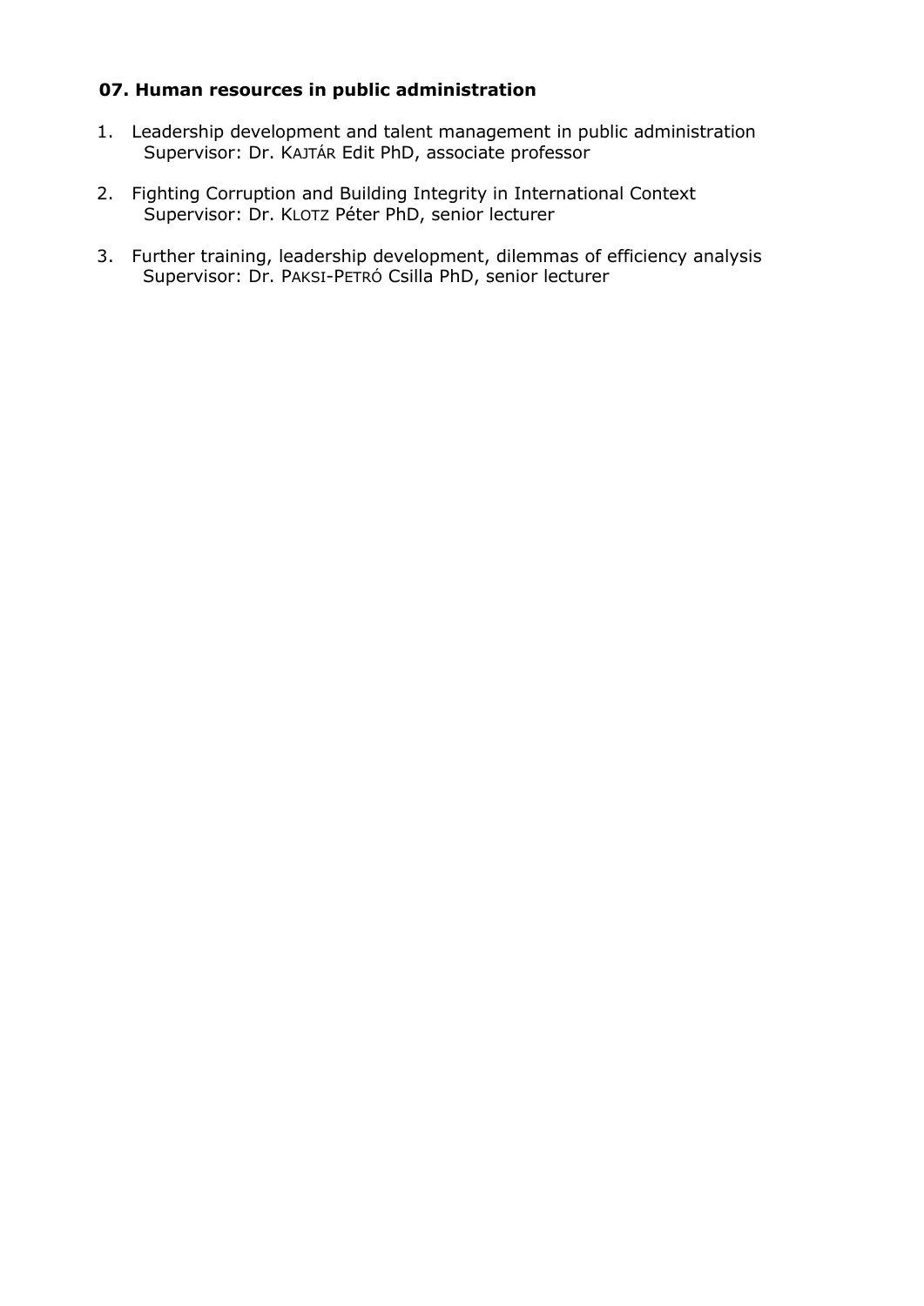### 07. Human resources in public administration

1. Leadership development and talent management in public administration
   Supervisor: Dr. KAJTÁR Edit PhD, associate professor

2. Fighting Corruption and Building Integrity in International Context
   Supervisor: Dr. KLOTZ Péter PhD, senior lecturer

3. Further training, leadership development, dilemmas of efficiency analysis
   Supervisor: Dr. PAKSI-PETRÓ Csilla PhD, senior lecturer